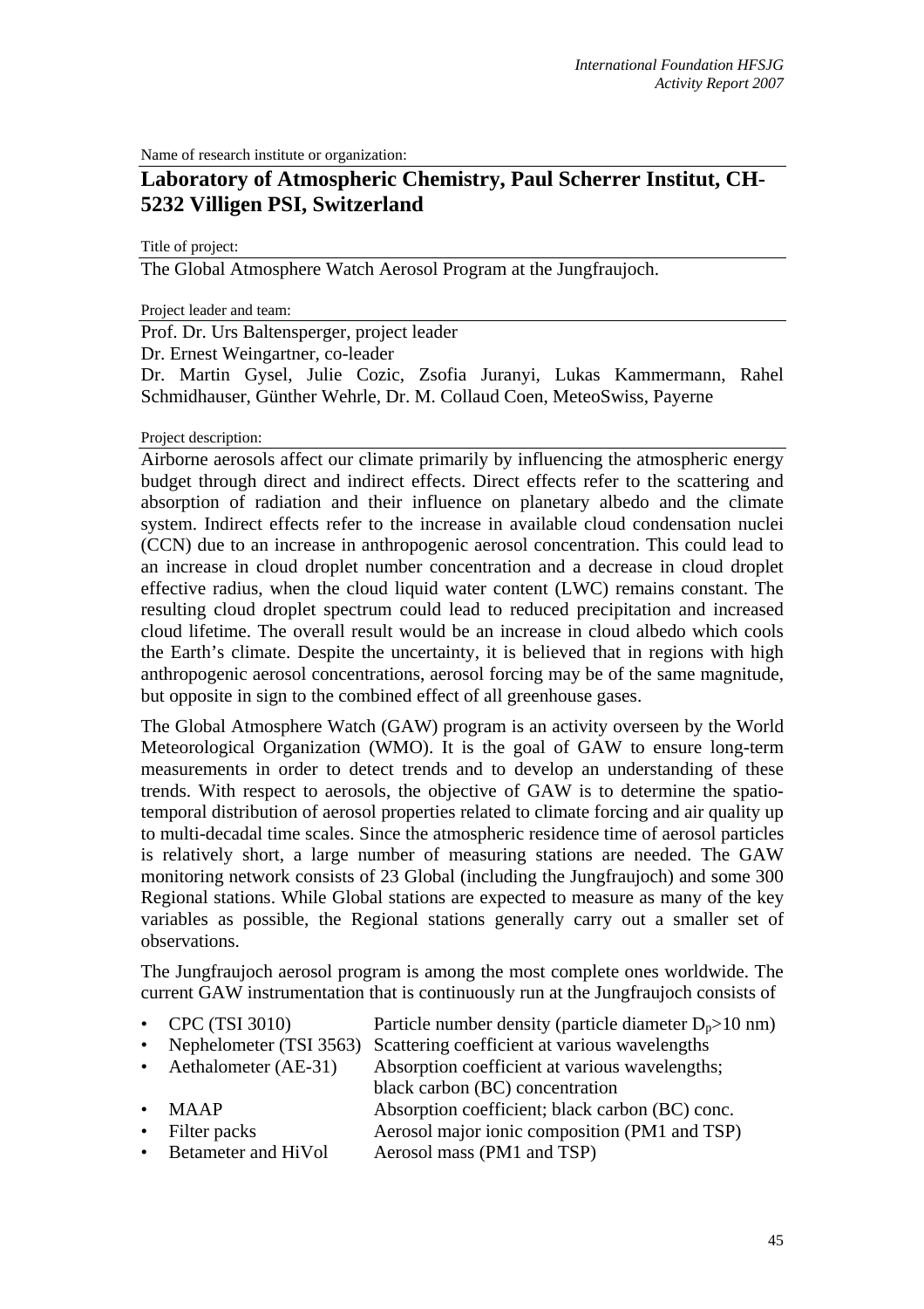Name of research institute or organization:

## Laboratory of Atmospheric Chemistry, Paul Scherrer Institut, CH-5232 Villigen PSI, Switzerland

Title of project:

The Global Atmosphere Watch Aerosol Program at the Jungfraujoch.

Project leader and team:

Prof. Dr. Urs Baltensperger, project leader
Dr. Ernest Weingartner, co-leader
Dr. Martin Gysel, Julie Cozic, Zsofia Juranyi, Lukas Kammermann, Rahel Schmidhauser, Günther Wehrle, Dr. M. Collaud Coen, MeteoSwiss, Payerne

Project description:

Airborne aerosols affect our climate primarily by influencing the atmospheric energy budget through direct and indirect effects. Direct effects refer to the scattering and absorption of radiation and their influence on planetary albedo and the climate system. Indirect effects refer to the increase in available cloud condensation nuclei (CCN) due to an increase in anthropogenic aerosol concentration. This could lead to an increase in cloud droplet number concentration and a decrease in cloud droplet effective radius, when the cloud liquid water content (LWC) remains constant. The resulting cloud droplet spectrum could lead to reduced precipitation and increased cloud lifetime. The overall result would be an increase in cloud albedo which cools the Earth's climate. Despite the uncertainty, it is believed that in regions with high anthropogenic aerosol concentrations, aerosol forcing may be of the same magnitude, but opposite in sign to the combined effect of all greenhouse gases.

The Global Atmosphere Watch (GAW) program is an activity overseen by the World Meteorological Organization (WMO). It is the goal of GAW to ensure long-term measurements in order to detect trends and to develop an understanding of these trends. With respect to aerosols, the objective of GAW is to determine the spatio-temporal distribution of aerosol properties related to climate forcing and air quality up to multi-decadal time scales. Since the atmospheric residence time of aerosol particles is relatively short, a large number of measuring stations are needed. The GAW monitoring network consists of 23 Global (including the Jungfraujoch) and some 300 Regional stations. While Global stations are expected to measure as many of the key variables as possible, the Regional stations generally carry out a smaller set of observations.

The Jungfraujoch aerosol program is among the most complete ones worldwide. The current GAW instrumentation that is continuously run at the Jungfraujoch consists of

- CPC (TSI 3010) — Particle number density (particle diameter $D_p$>10 nm)
- Nephelometer (TSI 3563) — Scattering coefficient at various wavelengths
- Aethalometer (AE-31) — Absorption coefficient at various wavelengths; black carbon (BC) concentration
- MAAP — Absorption coefficient; black carbon (BC) conc.
- Filter packs — Aerosol major ionic composition (PM1 and TSP)
- Betameter and HiVol — Aerosol mass (PM1 and TSP)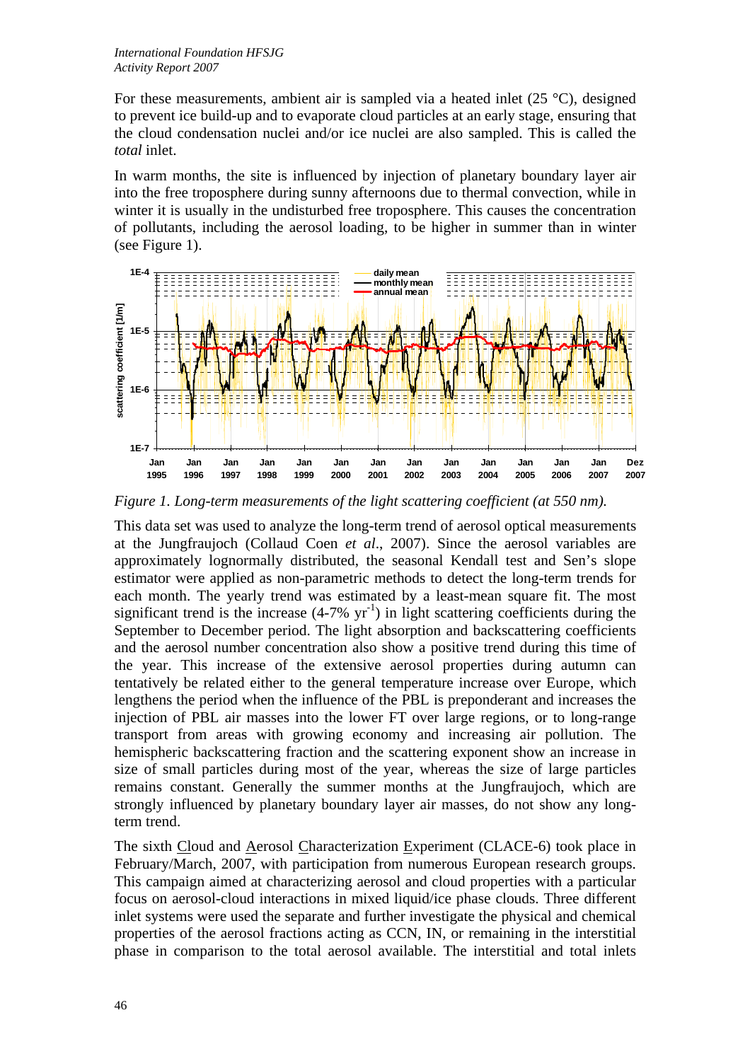For these measurements, ambient air is sampled via a heated inlet (25 °C), designed to prevent ice build-up and to evaporate cloud particles at an early stage, ensuring that the cloud condensation nuclei and/or ice nuclei are also sampled. This is called the *total* inlet.

In warm months, the site is influenced by injection of planetary boundary layer air into the free troposphere during sunny afternoons due to thermal convection, while in winter it is usually in the undisturbed free troposphere. This causes the concentration of pollutants, including the aerosol loading, to be higher in summer than in winter (see Figure 1).

*Figure 1. Long-term measurements of the light scattering coefficient (at 550 nm).*

This data set was used to analyze the long-term trend of aerosol optical measurements at the Jungfraujoch (Collaud Coen *et al*., 2007). Since the aerosol variables are approximately lognormally distributed, the seasonal Kendall test and Sen's slope estimator were applied as non-parametric methods to detect the long-term trends for each month. The yearly trend was estimated by a least-mean square fit. The most significant trend is the increase (4-7% $yr^{-1}$) in light scattering coefficients during the September to December period. The light absorption and backscattering coefficients and the aerosol number concentration also show a positive trend during this time of the year. This increase of the extensive aerosol properties during autumn can tentatively be related either to the general temperature increase over Europe, which lengthens the period when the influence of the PBL is preponderant and increases the injection of PBL air masses into the lower FT over large regions, or to long-range transport from areas with growing economy and increasing air pollution. The hemispheric backscattering fraction and the scattering exponent show an increase in size of small particles during most of the year, whereas the size of large particles remains constant. Generally the summer months at the Jungfraujoch, which are strongly influenced by planetary boundary layer air masses, do not show any long-term trend.

The sixth Cloud and Aerosol Characterization Experiment (CLACE-6) took place in February/March, 2007, with participation from numerous European research groups. This campaign aimed at characterizing aerosol and cloud properties with a particular focus on aerosol-cloud interactions in mixed liquid/ice phase clouds. Three different inlet systems were used the separate and further investigate the physical and chemical properties of the aerosol fractions acting as CCN, IN, or remaining in the interstitial phase in comparison to the total aerosol available. The interstitial and total inlets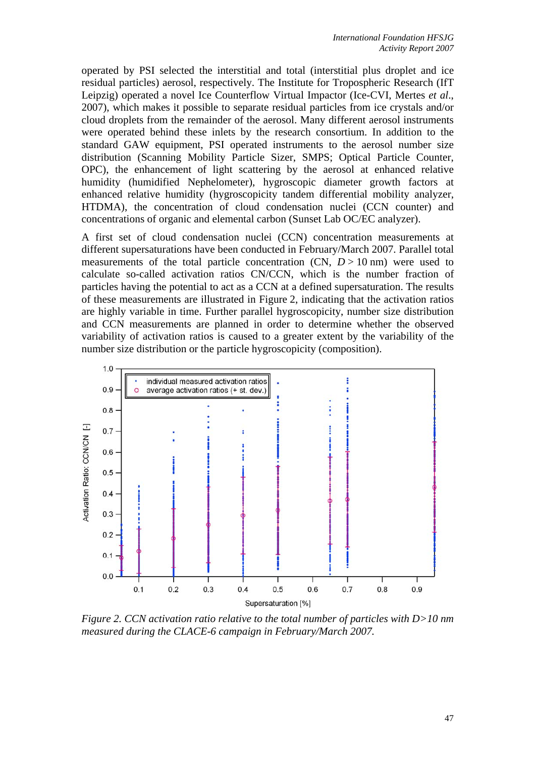operated by PSI selected the interstitial and total (interstitial plus droplet and ice residual particles) aerosol, respectively. The Institute for Tropospheric Research (IfT Leipzig) operated a novel Ice Counterflow Virtual Impactor (Ice-CVI, Mertes *et al*., 2007), which makes it possible to separate residual particles from ice crystals and/or cloud droplets from the remainder of the aerosol. Many different aerosol instruments were operated behind these inlets by the research consortium. In addition to the standard GAW equipment, PSI operated instruments to the aerosol number size distribution (Scanning Mobility Particle Sizer, SMPS; Optical Particle Counter, OPC), the enhancement of light scattering by the aerosol at enhanced relative humidity (humidified Nephelometer), hygroscopic diameter growth factors at enhanced relative humidity (hygroscopicity tandem differential mobility analyzer, HTDMA), the concentration of cloud condensation nuclei (CCN counter) and concentrations of organic and elemental carbon (Sunset Lab OC/EC analyzer).

A first set of cloud condensation nuclei (CCN) concentration measurements at different supersaturations have been conducted in February/March 2007. Parallel total measurements of the total particle concentration (CN, $D > 10$ nm) were used to calculate so-called activation ratios CN/CCN, which is the number fraction of particles having the potential to act as a CCN at a defined supersaturation. The results of these measurements are illustrated in Figure 2, indicating that the activation ratios are highly variable in time. Further parallel hygroscopicity, number size distribution and CCN measurements are planned in order to determine whether the observed variability of activation ratios is caused to a greater extent by the variability of the number size distribution or the particle hygroscopicity (composition).

*Figure 2. CCN activation ratio relative to the total number of particles with D>10 nm measured during the CLACE-6 campaign in February/March 2007.*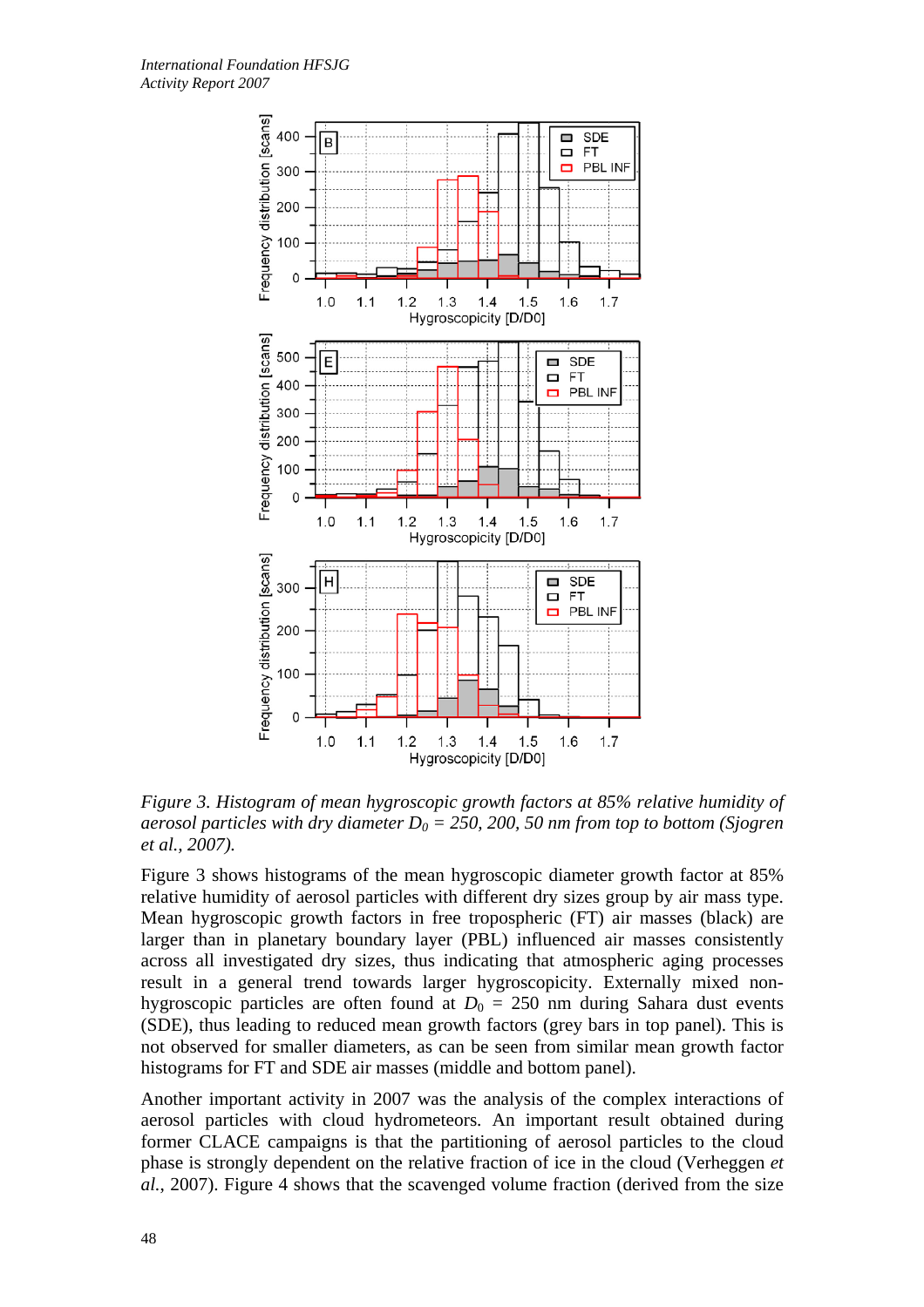*Figure 3. Histogram of mean hygroscopic growth factors at 85% relative humidity of aerosol particles with dry diameter $D_0$ = 250, 200, 50 nm from top to bottom (Sjogren et al., 2007).*

Figure 3 shows histograms of the mean hygroscopic diameter growth factor at 85% relative humidity of aerosol particles with different dry sizes group by air mass type. Mean hygroscopic growth factors in free tropospheric (FT) air masses (black) are larger than in planetary boundary layer (PBL) influenced air masses consistently across all investigated dry sizes, thus indicating that atmospheric aging processes result in a general trend towards larger hygroscopicity. Externally mixed non-hygroscopic particles are often found at $D_0$ = 250 nm during Sahara dust events (SDE), thus leading to reduced mean growth factors (grey bars in top panel). This is not observed for smaller diameters, as can be seen from similar mean growth factor histograms for FT and SDE air masses (middle and bottom panel).

Another important activity in 2007 was the analysis of the complex interactions of aerosol particles with cloud hydrometeors. An important result obtained during former CLACE campaigns is that the partitioning of aerosol particles to the cloud phase is strongly dependent on the relative fraction of ice in the cloud (Verheggen *et al.*, 2007). Figure 4 shows that the scavenged volume fraction (derived from the size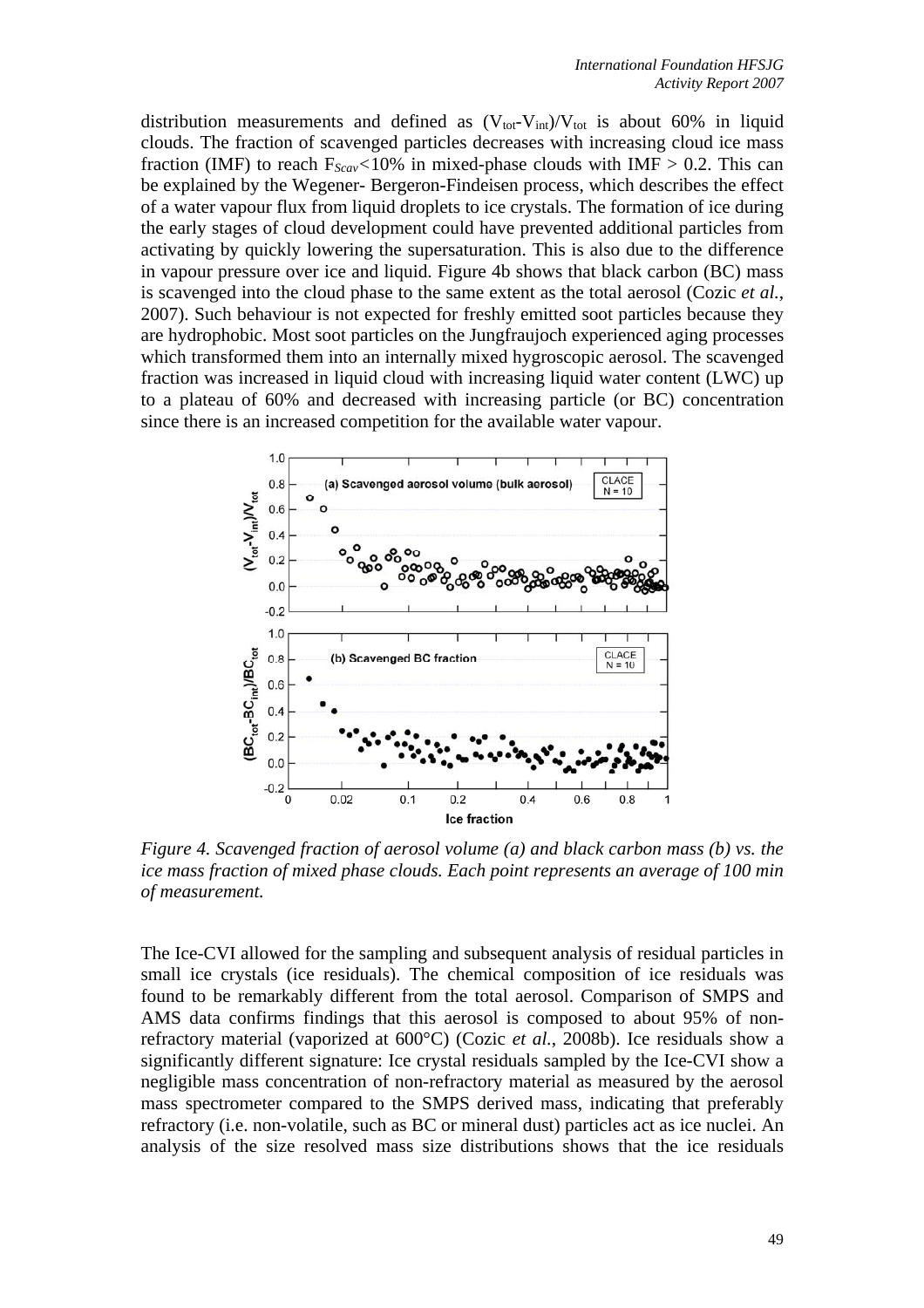distribution measurements and defined as $(V_{tot}-V_{int})/V_{tot}$ is about 60% in liquid clouds. The fraction of scavenged particles decreases with increasing cloud ice mass fraction (IMF) to reach $F_{Scav}$<10% in mixed-phase clouds with IMF > 0.2. This can be explained by the Wegener- Bergeron-Findeisen process, which describes the effect of a water vapour flux from liquid droplets to ice crystals. The formation of ice during the early stages of cloud development could have prevented additional particles from activating by quickly lowering the supersaturation. This is also due to the difference in vapour pressure over ice and liquid. Figure 4b shows that black carbon (BC) mass is scavenged into the cloud phase to the same extent as the total aerosol (Cozic *et al.*, 2007). Such behaviour is not expected for freshly emitted soot particles because they are hydrophobic. Most soot particles on the Jungfraujoch experienced aging processes which transformed them into an internally mixed hygroscopic aerosol. The scavenged fraction was increased in liquid cloud with increasing liquid water content (LWC) up to a plateau of 60% and decreased with increasing particle (or BC) concentration since there is an increased competition for the available water vapour.

*Figure 4. Scavenged fraction of aerosol volume (a) and black carbon mass (b) vs. the ice mass fraction of mixed phase clouds. Each point represents an average of 100 min of measurement.*

The Ice-CVI allowed for the sampling and subsequent analysis of residual particles in small ice crystals (ice residuals). The chemical composition of ice residuals was found to be remarkably different from the total aerosol. Comparison of SMPS and AMS data confirms findings that this aerosol is composed to about 95% of non-refractory material (vaporized at 600°C) (Cozic *et al.*, 2008b). Ice residuals show a significantly different signature: Ice crystal residuals sampled by the Ice-CVI show a negligible mass concentration of non-refractory material as measured by the aerosol mass spectrometer compared to the SMPS derived mass, indicating that preferably refractory (i.e. non-volatile, such as BC or mineral dust) particles act as ice nuclei. An analysis of the size resolved mass size distributions shows that the ice residuals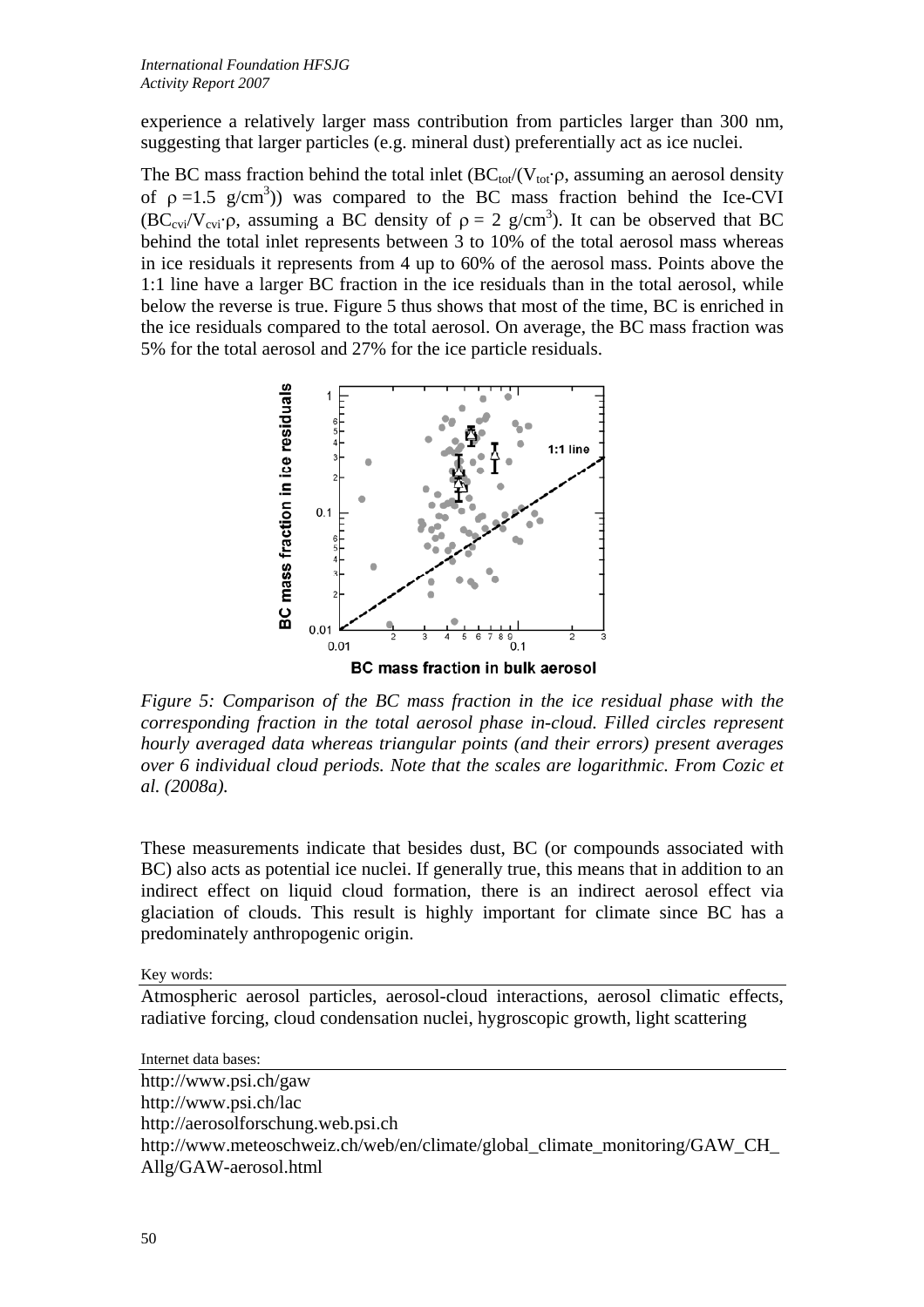experience a relatively larger mass contribution from particles larger than 300 nm, suggesting that larger particles (e.g. mineral dust) preferentially act as ice nuclei.

The BC mass fraction behind the total inlet ($BC_{tot}/(V_{tot} \cdot \rho$, assuming an aerosol density of $\rho = 1.5$ g/cm$^3$)) was compared to the BC mass fraction behind the Ice-CVI ($BC_{cvi}/V_{cvi} \cdot \rho$, assuming a BC density of $\rho = 2$ g/cm$^3$). It can be observed that BC behind the total inlet represents between 3 to 10% of the total aerosol mass whereas in ice residuals it represents from 4 up to 60% of the aerosol mass. Points above the 1:1 line have a larger BC fraction in the ice residuals than in the total aerosol, while below the reverse is true. Figure 5 thus shows that most of the time, BC is enriched in the ice residuals compared to the total aerosol. On average, the BC mass fraction was 5% for the total aerosol and 27% for the ice particle residuals.

*Figure 5: Comparison of the BC mass fraction in the ice residual phase with the corresponding fraction in the total aerosol phase in-cloud. Filled circles represent hourly averaged data whereas triangular points (and their errors) present averages over 6 individual cloud periods. Note that the scales are logarithmic. From Cozic et al. (2008a).*

These measurements indicate that besides dust, BC (or compounds associated with BC) also acts as potential ice nuclei. If generally true, this means that in addition to an indirect effect on liquid cloud formation, there is an indirect aerosol effect via glaciation of clouds. This result is highly important for climate since BC has a predominately anthropogenic origin.

Key words:

Atmospheric aerosol particles, aerosol-cloud interactions, aerosol climatic effects, radiative forcing, cloud condensation nuclei, hygroscopic growth, light scattering

Internet data bases:

http://www.psi.ch/gaw
http://www.psi.ch/lac
http://aerosolforschung.web.psi.ch
http://www.meteoschweiz.ch/web/en/climate/global_climate_monitoring/GAW_CH_Allg/GAW-aerosol.html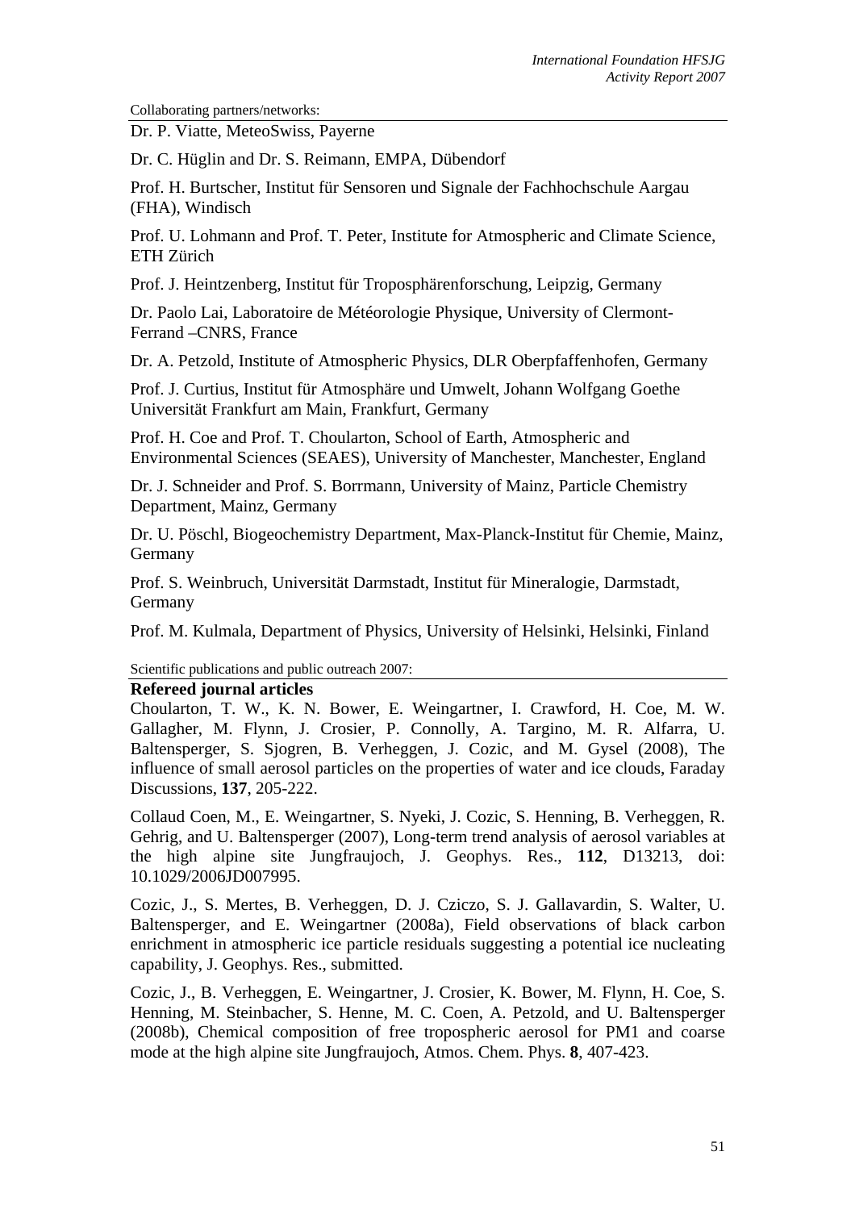Collaborating partners/networks:

Dr. P. Viatte, MeteoSwiss, Payerne

Dr. C. Hüglin and Dr. S. Reimann, EMPA, Dübendorf

Prof. H. Burtscher, Institut für Sensoren und Signale der Fachhochschule Aargau (FHA), Windisch

Prof. U. Lohmann and Prof. T. Peter, Institute for Atmospheric and Climate Science, ETH Zürich

Prof. J. Heintzenberg, Institut für Troposphärenforschung, Leipzig, Germany

Dr. Paolo Lai, Laboratoire de Météorologie Physique, University of Clermont-Ferrand –CNRS, France

Dr. A. Petzold, Institute of Atmospheric Physics, DLR Oberpfaffenhofen, Germany

Prof. J. Curtius, Institut für Atmosphäre und Umwelt, Johann Wolfgang Goethe Universität Frankfurt am Main, Frankfurt, Germany

Prof. H. Coe and Prof. T. Choularton, School of Earth, Atmospheric and Environmental Sciences (SEAES), University of Manchester, Manchester, England

Dr. J. Schneider and Prof. S. Borrmann, University of Mainz, Particle Chemistry Department, Mainz, Germany

Dr. U. Pöschl, Biogeochemistry Department, Max-Planck-Institut für Chemie, Mainz, Germany

Prof. S. Weinbruch, Universität Darmstadt, Institut für Mineralogie, Darmstadt, Germany

Prof. M. Kulmala, Department of Physics, University of Helsinki, Helsinki, Finland

Scientific publications and public outreach 2007:

**Refereed journal articles**

Choularton, T. W., K. N. Bower, E. Weingartner, I. Crawford, H. Coe, M. W. Gallagher, M. Flynn, J. Crosier, P. Connolly, A. Targino, M. R. Alfarra, U. Baltensperger, S. Sjogren, B. Verheggen, J. Cozic, and M. Gysel (2008), The influence of small aerosol particles on the properties of water and ice clouds, Faraday Discussions, **137**, 205-222.

Collaud Coen, M., E. Weingartner, S. Nyeki, J. Cozic, S. Henning, B. Verheggen, R. Gehrig, and U. Baltensperger (2007), Long-term trend analysis of aerosol variables at the high alpine site Jungfraujoch, J. Geophys. Res., **112**, D13213, doi: 10.1029/2006JD007995.

Cozic, J., S. Mertes, B. Verheggen, D. J. Cziczo, S. J. Gallavardin, S. Walter, U. Baltensperger, and E. Weingartner (2008a), Field observations of black carbon enrichment in atmospheric ice particle residuals suggesting a potential ice nucleating capability, J. Geophys. Res., submitted.

Cozic, J., B. Verheggen, E. Weingartner, J. Crosier, K. Bower, M. Flynn, H. Coe, S. Henning, M. Steinbacher, S. Henne, M. C. Coen, A. Petzold, and U. Baltensperger (2008b), Chemical composition of free tropospheric aerosol for PM1 and coarse mode at the high alpine site Jungfraujoch, Atmos. Chem. Phys. **8**, 407-423.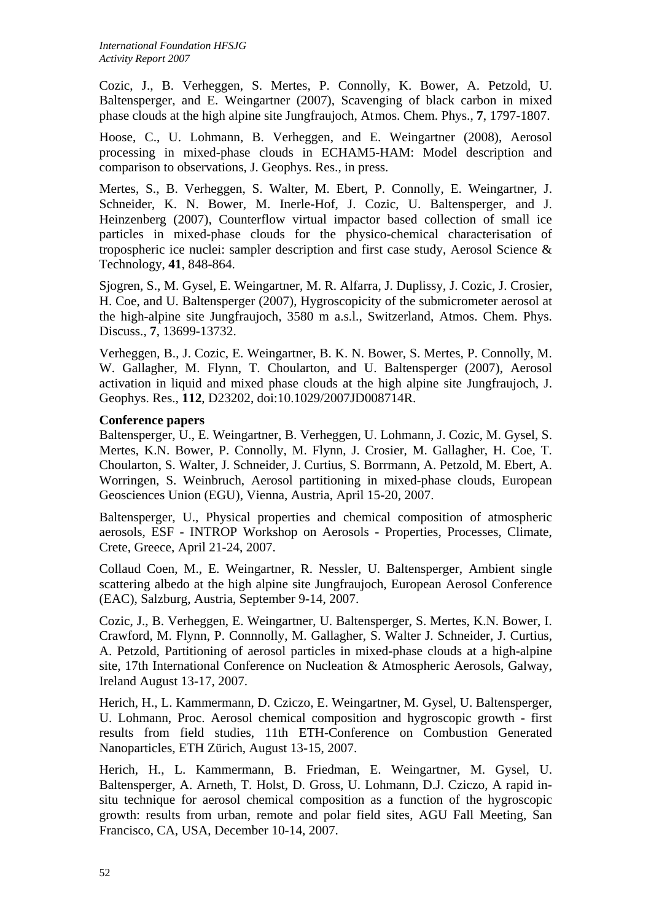Cozic, J., B. Verheggen, S. Mertes, P. Connolly, K. Bower, A. Petzold, U. Baltensperger, and E. Weingartner (2007), Scavenging of black carbon in mixed phase clouds at the high alpine site Jungfraujoch, Atmos. Chem. Phys., **7**, 1797-1807.

Hoose, C., U. Lohmann, B. Verheggen, and E. Weingartner (2008), Aerosol processing in mixed-phase clouds in ECHAM5-HAM: Model description and comparison to observations, J. Geophys. Res., in press.

Mertes, S., B. Verheggen, S. Walter, M. Ebert, P. Connolly, E. Weingartner, J. Schneider, K. N. Bower, M. Inerle-Hof, J. Cozic, U. Baltensperger, and J. Heinzenberg (2007), Counterflow virtual impactor based collection of small ice particles in mixed-phase clouds for the physico-chemical characterisation of tropospheric ice nuclei: sampler description and first case study, Aerosol Science & Technology, **41**, 848-864.

Sjogren, S., M. Gysel, E. Weingartner, M. R. Alfarra, J. Duplissy, J. Cozic, J. Crosier, H. Coe, and U. Baltensperger (2007), Hygroscopicity of the submicrometer aerosol at the high-alpine site Jungfraujoch, 3580 m a.s.l., Switzerland, Atmos. Chem. Phys. Discuss., **7**, 13699-13732.

Verheggen, B., J. Cozic, E. Weingartner, B. K. N. Bower, S. Mertes, P. Connolly, M. W. Gallagher, M. Flynn, T. Choularton, and U. Baltensperger (2007), Aerosol activation in liquid and mixed phase clouds at the high alpine site Jungfraujoch, J. Geophys. Res., **112**, D23202, doi:10.1029/2007JD008714R.

**Conference papers**

Baltensperger, U., E. Weingartner, B. Verheggen, U. Lohmann, J. Cozic, M. Gysel, S. Mertes, K.N. Bower, P. Connolly, M. Flynn, J. Crosier, M. Gallagher, H. Coe, T. Choularton, S. Walter, J. Schneider, J. Curtius, S. Borrmann, A. Petzold, M. Ebert, A. Worringen, S. Weinbruch, Aerosol partitioning in mixed-phase clouds, European Geosciences Union (EGU), Vienna, Austria, April 15-20, 2007.

Baltensperger, U., Physical properties and chemical composition of atmospheric aerosols, ESF - INTROP Workshop on Aerosols - Properties, Processes, Climate, Crete, Greece, April 21-24, 2007.

Collaud Coen, M., E. Weingartner, R. Nessler, U. Baltensperger, Ambient single scattering albedo at the high alpine site Jungfraujoch, European Aerosol Conference (EAC), Salzburg, Austria, September 9-14, 2007.

Cozic, J., B. Verheggen, E. Weingartner, U. Baltensperger, S. Mertes, K.N. Bower, I. Crawford, M. Flynn, P. Connnolly, M. Gallagher, S. Walter J. Schneider, J. Curtius, A. Petzold, Partitioning of aerosol particles in mixed-phase clouds at a high-alpine site, 17th International Conference on Nucleation & Atmospheric Aerosols, Galway, Ireland August 13-17, 2007.

Herich, H., L. Kammermann, D. Cziczo, E. Weingartner, M. Gysel, U. Baltensperger, U. Lohmann, Proc. Aerosol chemical composition and hygroscopic growth - first results from field studies, 11th ETH-Conference on Combustion Generated Nanoparticles, ETH Zürich, August 13-15, 2007.

Herich, H., L. Kammermann, B. Friedman, E. Weingartner, M. Gysel, U. Baltensperger, A. Arneth, T. Holst, D. Gross, U. Lohmann, D.J. Cziczo, A rapid in-situ technique for aerosol chemical composition as a function of the hygroscopic growth: results from urban, remote and polar field sites, AGU Fall Meeting, San Francisco, CA, USA, December 10-14, 2007.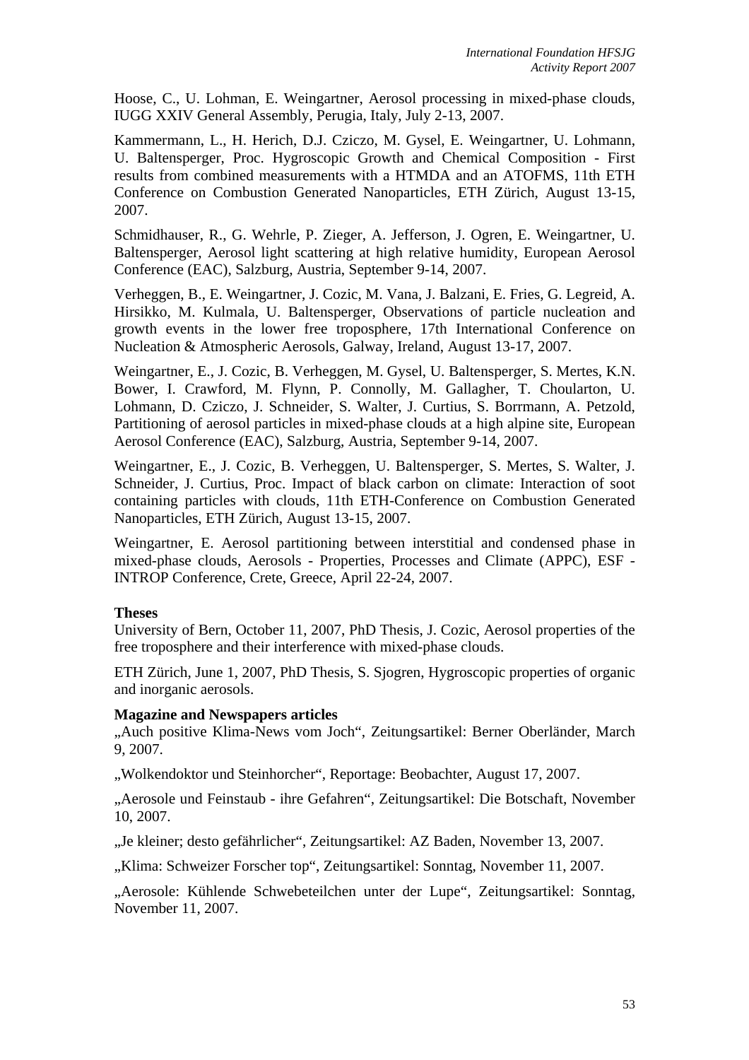Hoose, C., U. Lohman, E. Weingartner, Aerosol processing in mixed-phase clouds, IUGG XXIV General Assembly, Perugia, Italy, July 2-13, 2007.

Kammermann, L., H. Herich, D.J. Cziczo, M. Gysel, E. Weingartner, U. Lohmann, U. Baltensperger, Proc. Hygroscopic Growth and Chemical Composition - First results from combined measurements with a HTMDA and an ATOFMS, 11th ETH Conference on Combustion Generated Nanoparticles, ETH Zürich, August 13-15, 2007.

Schmidhauser, R., G. Wehrle, P. Zieger, A. Jefferson, J. Ogren, E. Weingartner, U. Baltensperger, Aerosol light scattering at high relative humidity, European Aerosol Conference (EAC), Salzburg, Austria, September 9-14, 2007.

Verheggen, B., E. Weingartner, J. Cozic, M. Vana, J. Balzani, E. Fries, G. Legreid, A. Hirsikko, M. Kulmala, U. Baltensperger, Observations of particle nucleation and growth events in the lower free troposphere, 17th International Conference on Nucleation & Atmospheric Aerosols, Galway, Ireland, August 13-17, 2007.

Weingartner, E., J. Cozic, B. Verheggen, M. Gysel, U. Baltensperger, S. Mertes, K.N. Bower, I. Crawford, M. Flynn, P. Connolly, M. Gallagher, T. Choularton, U. Lohmann, D. Cziczo, J. Schneider, S. Walter, J. Curtius, S. Borrmann, A. Petzold, Partitioning of aerosol particles in mixed-phase clouds at a high alpine site, European Aerosol Conference (EAC), Salzburg, Austria, September 9-14, 2007.

Weingartner, E., J. Cozic, B. Verheggen, U. Baltensperger, S. Mertes, S. Walter, J. Schneider, J. Curtius, Proc. Impact of black carbon on climate: Interaction of soot containing particles with clouds, 11th ETH-Conference on Combustion Generated Nanoparticles, ETH Zürich, August 13-15, 2007.

Weingartner, E. Aerosol partitioning between interstitial and condensed phase in mixed-phase clouds, Aerosols - Properties, Processes and Climate (APPC), ESF - INTROP Conference, Crete, Greece, April 22-24, 2007.

**Theses**

University of Bern, October 11, 2007, PhD Thesis, J. Cozic, Aerosol properties of the free troposphere and their interference with mixed-phase clouds.

ETH Zürich, June 1, 2007, PhD Thesis, S. Sjogren, Hygroscopic properties of organic and inorganic aerosols.

**Magazine and Newspapers articles**

„Auch positive Klima-News vom Joch“, Zeitungsartikel: Berner Oberländer, March 9, 2007.

„Wolkendoktor und Steinhorcher“, Reportage: Beobachter, August 17, 2007.

„Aerosole und Feinstaub - ihre Gefahren“, Zeitungsartikel: Die Botschaft, November 10, 2007.

„Je kleiner; desto gefährlicher“, Zeitungsartikel: AZ Baden, November 13, 2007.

„Klima: Schweizer Forscher top“, Zeitungsartikel: Sonntag, November 11, 2007.

„Aerosole: Kühlende Schwebeteilchen unter der Lupe“, Zeitungsartikel: Sonntag, November 11, 2007.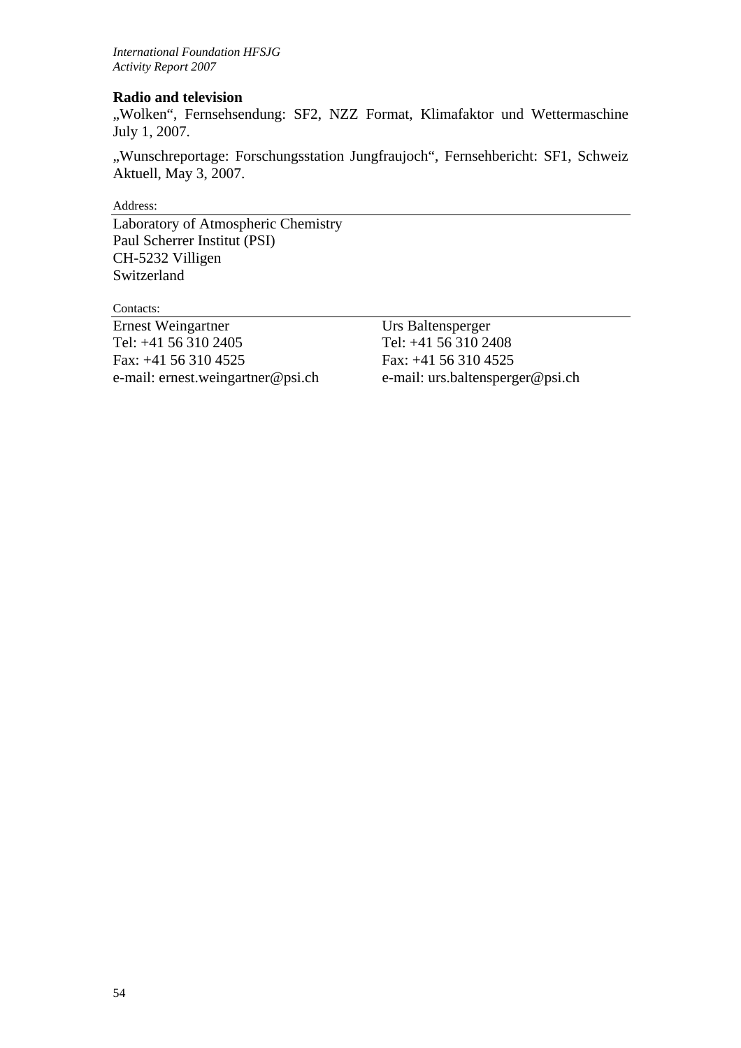### Radio and television

„Wolken“, Fernsehsendung: SF2, NZZ Format, Klimafaktor und Wettermaschine July 1, 2007.

„Wunschreportage: Forschungsstation Jungfraujoch“, Fernsehbericht: SF1, Schweiz Aktuell, May 3, 2007.

Address:

Laboratory of Atmospheric Chemistry
Paul Scherrer Institut (PSI)
CH-5232 Villigen
Switzerland

Contacts:

| | |
|---|---|
| Ernest Weingartner | Urs Baltensperger |
| Tel: +41 56 310 2405 | Tel: +41 56 310 2408 |
| Fax: +41 56 310 4525 | Fax: +41 56 310 4525 |
| e-mail: ernest.weingartner@psi.ch | e-mail: urs.baltensperger@psi.ch |